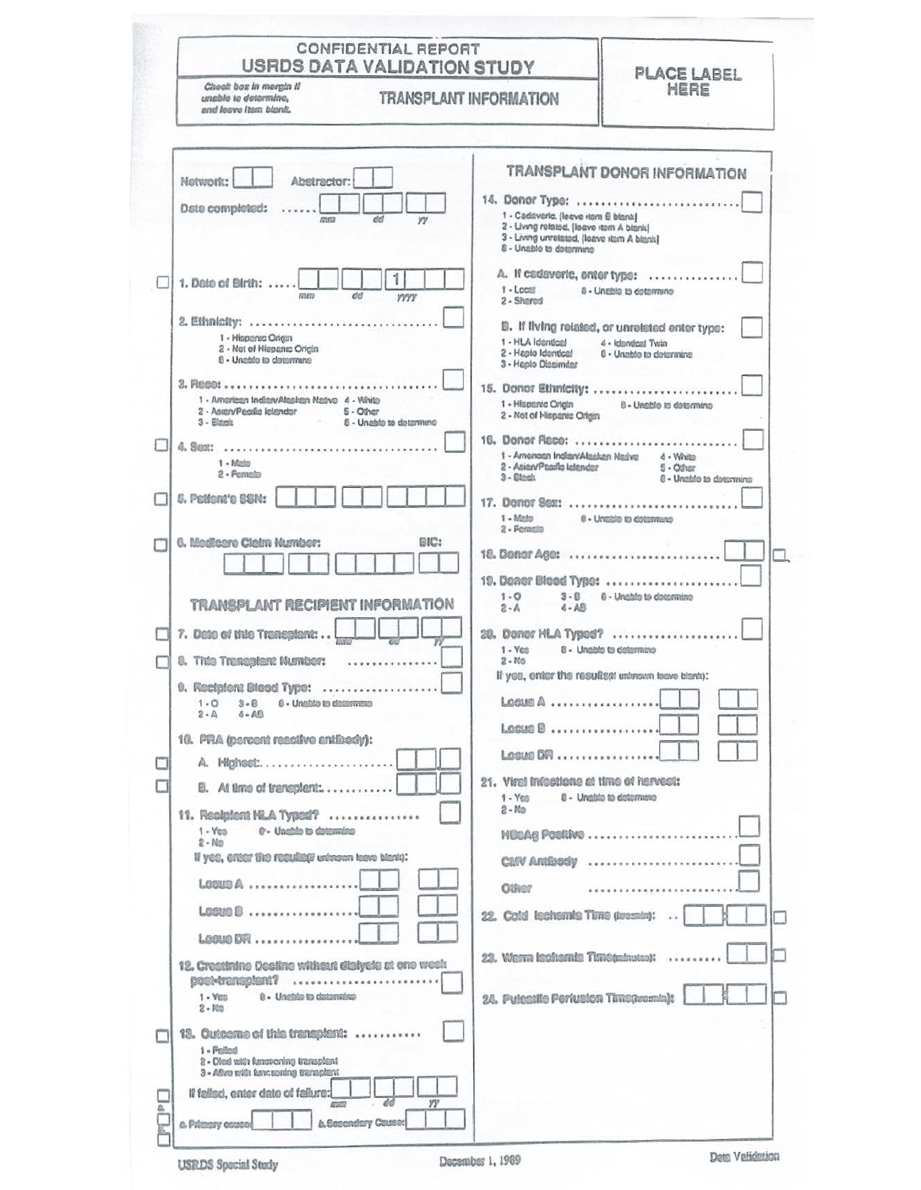# CONFIDENTIAL REPORT
# USRDS DATA VALIDATION STUDY

*Check box in margin if unable to determine, and leave item blank.*

## TRANSPLANT INFORMATION

PLACE LABEL HERE

Network: [ ][ ] Abstractor: [ ][ ]

Date completed: ...... [ ][ ] mm [ ][ ] dd [ ][ ] yy

1. Date of Birth: ..... [ ][ ] mm [ ][ ] dd [1][ ][ ][ ] yyyy

2. Ethnicity: .............................. [ ]
   - 1 - Hispanic Origin
   - 2 - Not of Hispanic Origin
   - 8 - Unable to determine

3. Race: .............................. [ ]
   - 1 - American Indian/Alaskan Native
   - 2 - Asian/Pacific Islander
   - 3 - Black
   - 4 - White
   - 5 - Other
   - 8 - Unable to determine

4. Sex: .............................. [ ]
   - 1 - Male
   - 2 - Female

5. Patient's SSN: [ ][ ][ ] [ ][ ] [ ][ ][ ][ ]

6. Medicare Claim Number: [ ][ ][ ] [ ][ ] [ ][ ][ ][ ] BIC: [ ][ ]

## TRANSPLANT RECIPIENT INFORMATION

7. Date of this Transplant: .. [ ][ ] mm [ ][ ] dd [ ][ ] yy

8. This Transplant Number: .............. [ ]

9. Recipient Blood Type: .................. [ ]
   - 1 - O
   - 2 - A
   - 3 - B
   - 4 - AB
   - 8 - Unable to determine

10. PRA (percent reactive antibody):
    - A. Highest: .................... [ ][ ][ ]
    - B. At time of transplant: ........... [ ][ ][ ]

11. Recipient HLA Typed? ................ [ ]
    - 1 - Yes
    - 2 - No
    - 8 - Unable to determine

    If yes, enter the results (if unknown leave blank):
    - Locus A .................... [ ][ ] [ ][ ]
    - Locus B .................... [ ][ ] [ ][ ]
    - Locus DR .................... [ ][ ] [ ][ ]

12. Creatinine Decline without dialysis at one week post-transplant? ...................... [ ]
    - 1 - Yes
    - 2 - No
    - 8 - Unable to determine

13. Outcome of this transplant: ........... [ ]
    - 1 - Failed
    - 2 - Died with functioning transplant
    - 3 - Alive with functioning transplant

    If failed, enter date of failure: [ ][ ] mm [ ][ ] dd [ ][ ] yy

    a. Primary cause: [ ][ ][ ] b. Secondary Cause: [ ][ ][ ]

## TRANSPLANT DONOR INFORMATION

14. Donor Type: .............................. [ ]
    - 1 - Cadaveric. (leave item B blank)
    - 2 - Living related. (leave item A blank)
    - 3 - Living unrelated. (leave item A blank)
    - 8 - Unable to determine

    A. If cadaveric, enter type: ............... [ ]
    - 1 - Local
    - 2 - Shared
    - 8 - Unable to determine

    B. If living related, or unrelated enter type: [ ]
    - 1 - HLA Identical
    - 2 - Haplo Identical
    - 3 - Haplo Dissimilar
    - 4 - Identical Twin
    - 8 - Unable to determine

15. Donor Ethnicity: ........................ [ ]
    - 1 - Hispanic Origin
    - 2 - Not of Hispanic Origin
    - 8 - Unable to determine

16. Donor Race: ........................... [ ]
    - 1 - American Indian/Alaskan Native
    - 2 - Asian/Pacific Islander
    - 3 - Black
    - 4 - White
    - 5 - Other
    - 8 - Unable to determine

17. Donor Sex: ............................ [ ]
    - 1 - Male
    - 2 - Female
    - 8 - Unable to determine

18. Donor Age: ......................... [ ][ ]

19. Donor Blood Type: ...................... [ ]
    - 1 - O
    - 2 - A
    - 3 - B
    - 4 - AB
    - 8 - Unable to determine

20. Donor HLA Typed? ..................... [ ]
    - 1 - Yes
    - 2 - No
    - 8 - Unable to determine

    If yes, enter the results (if unknown leave blank):
    - Locus A .................. [ ][ ] [ ][ ]
    - Locus B .................. [ ][ ] [ ][ ]
    - Locus DR .................. [ ][ ] [ ][ ]

21. Viral Infections at time of harvest:
    - 1 - Yes
    - 2 - No
    - 8 - Unable to determine

    - HBsAg Positive ........................ [ ]
    - CMV Antibody ........................ [ ]
    - Other ........................ [ ]

22. Cold Ischemia Time (hrs:min): .. [ ][ ][ ][ ]

23. Warm Ischemia Time (minutes): ......... [ ][ ]

24. Pulsatile Perfusion Time (hrs:min): [ ][ ][ ][ ]

USRDS Special Study — December 1, 1989 — Data Validation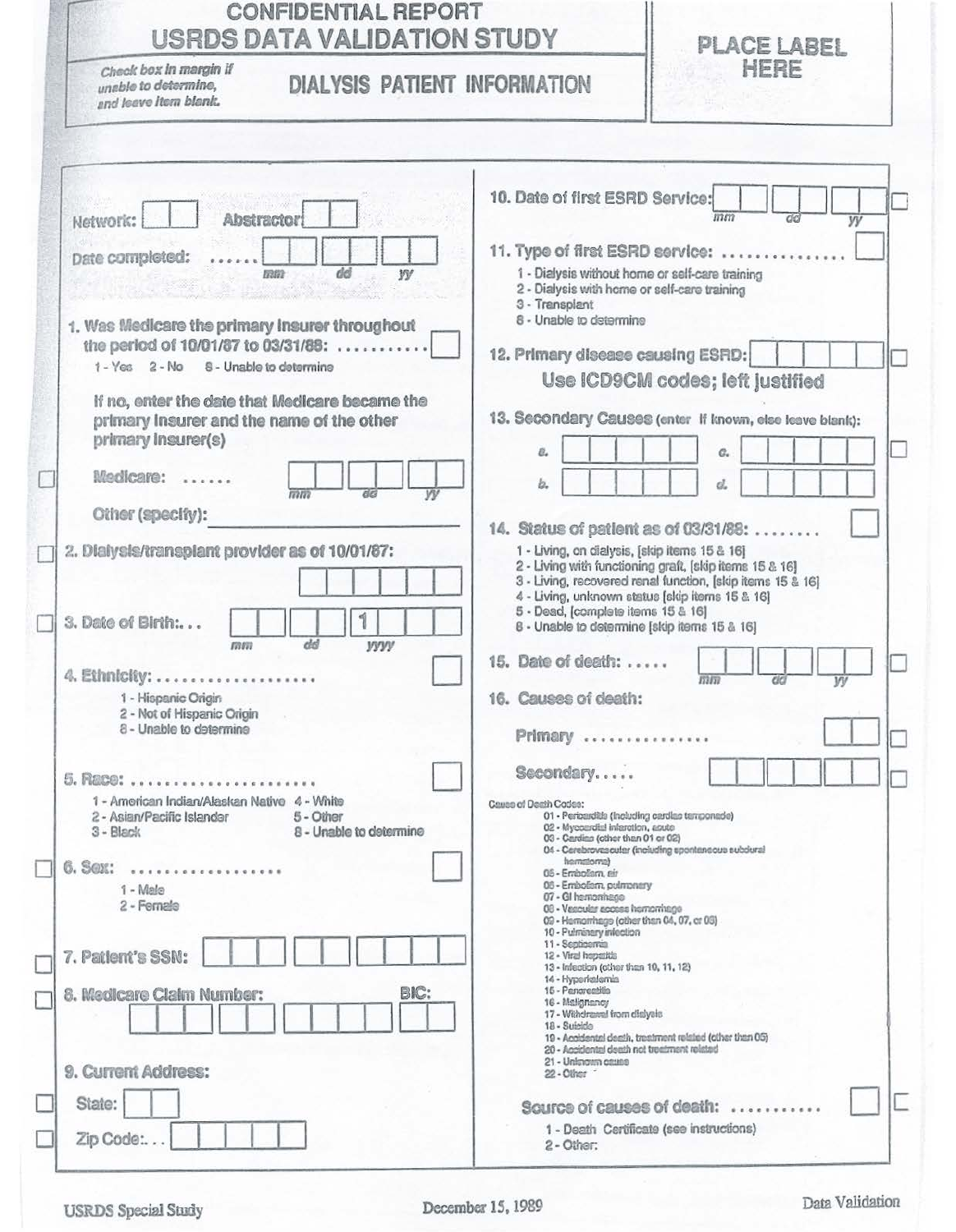# CONFIDENTIAL REPORT
# USRDS DATA VALIDATION STUDY

*Check box in margin if unable to determine, and leave item blank.*

## DIALYSIS PATIENT INFORMATION

**PLACE LABEL HERE**

Network: ☐☐ Abstractor ☐☐

Date completed: ...... ☐☐ ☐☐ ☐☐ (mm dd yy)

**1. Was Medicare the primary insurer throughout the period of 10/01/87 to 03/31/88:** .......... ☐

1 - Yes 2 - No 8 - Unable to determine

If no, enter the date that Medicare became the primary insurer and the name of the other primary insurer(s)

☐ Medicare: ...... ☐☐ ☐☐ ☐☐ (mm dd yy)

Other (specify): ____________________

☐ **2. Dialysis/transplant provider as of 10/01/87:** ☐☐☐☐☐☐

☐ **3. Date of Birth:...** ☐☐ ☐☐ 1☐☐☐ (mm dd yyyy)

**4. Ethnicity:** .................. ☐

1 - Hispanic Origin
2 - Not of Hispanic Origin
8 - Unable to determine

**5. Race:** ...................... ☐

1 - American Indian/Alaskan Native
2 - Asian/Pacific Islander
3 - Black
4 - White
5 - Other
8 - Unable to determine

☐ **6. Sex:** .................. ☐

1 - Male
2 - Female

☐ **7. Patient's SSN:** ☐☐☐ ☐☐ ☐☐☐☐

☐ **8. Medicare Claim Number:** ☐☐☐ ☐☐ ☐☐☐☐ **BIC:** ☐☐

**9. Current Address:**

☐ State: ☐☐

☐ Zip Code:... ☐☐☐☐☐

**10. Date of first ESRD Service:** ☐☐ ☐☐ ☐☐ (mm dd yy) ☐

**11. Type of first ESRD service:** .............. ☐

1 - Dialysis without home or self-care training
2 - Dialysis with home or self-care training
3 - Transplant
8 - Unable to determine

**12. Primary disease causing ESRD:** ☐☐☐☐☐ ☐

**Use ICD9CM codes; left justified**

**13. Secondary Causes** (enter if known, else leave blank):

a. ☐☐☐☐☐ c. ☐☐☐☐☐ ☐

b. ☐☐☐☐☐ d. ☐☐☐☐☐

**14. Status of patient as of 03/31/88:** ........ ☐

1 - Living, on dialysis, [skip items 15 & 16]
2 - Living with functioning graft, [skip items 15 & 16]
3 - Living, recovered renal function, [skip items 15 & 16]
4 - Living, unknown status [skip items 15 & 16]
5 - Dead, [complete items 15 & 16]
8 - Unable to determine [skip items 15 & 16]

**15. Date of death:** ..... ☐☐ ☐☐ ☐☐ (mm dd yy) ☐

**16. Causes of death:**

Primary ............... ☐☐ ☐

Secondary..... ☐☐☐☐☐☐ ☐

Cause of Death Codes:

01 - Pericarditis (including cardiac tamponade)
02 - Myocardial infarction, acute
03 - Cardiac (other than 01 or 02)
04 - Cerebrovascular (including spontaneous subdural hematoma)
05 - Embolism, air
06 - Embolism, pulmonary
07 - GI hemorrhage
08 - Vascular access hemorrhage
09 - Hemorrhage (other than 04, 07, or 08)
10 - Pulmonary infection
11 - Septicemia
12 - Viral hepatitis
13 - Infection (other than 10, 11, 12)
14 - Hyperkalemia
15 - Pancreatitis
16 - Malignancy
17 - Withdrawal from dialysis
18 - Suicide
19 - Accidental death, treatment related (other than 05)
20 - Accidental death not treatment related
21 - Unknown cause
22 - Other

Source of causes of death: .......... ☐ ☐

1 - Death Certificate (see instructions)
2 - Other:

USRDS Special Study — December 15, 1989 — Data Validation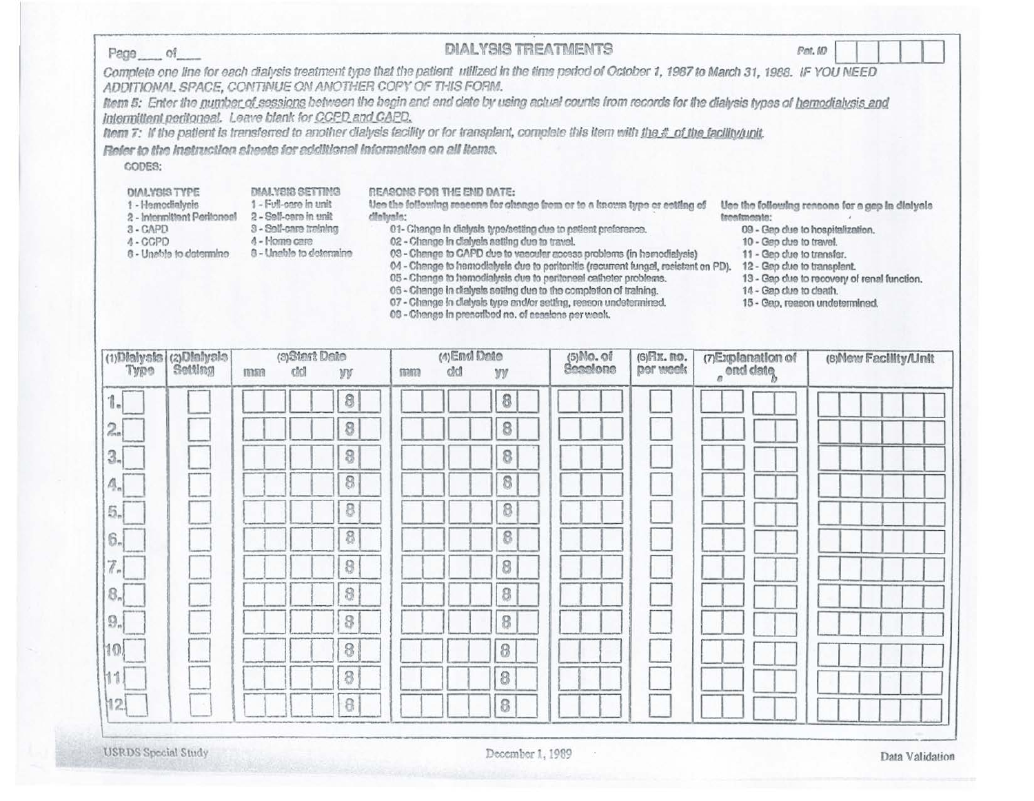Page ___ of ___

# DIALYSIS TREATMENTS

Pat. ID

*Complete one line for each dialysis treatment type that the patient utilized in the time period of October 1, 1987 to March 31, 1988. IF YOU NEED ADDITIONAL SPACE, CONTINUE ON ANOTHER COPY OF THIS FORM.*

*Item 5: Enter the number of sessions between the begin and end date by using actual counts from records for the dialysis types of hemodialysis and intermittent peritoneal. Leave blank for CCPD and CAPD.*

*Item 7: If the patient is transferred to another dialysis facility or for transplant, complete this item with the # of the facility/unit.*

***Refer to the instruction sheets for additional information on all items.***

CODES:

**DIALYSIS TYPE**
- 1 - Hemodialysis
- 2 - Intermittent Peritoneal
- 3 - CAPD
- 4 - CCPD
- 8 - Unable to determine

**DIALYSIS SETTING**
- 1 - Full-care in unit
- 2 - Self-care in unit
- 3 - Self-care training
- 4 - Home care
- 8 - Unable to determine

**REASONS FOR THE END DATE:**

**Use the following reasons for change from or to a known type or setting of dialysis:**
- 01- Change in dialysis type/setting due to patient preference.
- 02 - Change in dialysis setting due to travel.
- 03 - Change to CAPD due to vascular access problems (in hemodialysis)
- 04 - Change to hemodialysis due to peritonitis (recurrent fungal, resistant on PD).
- 05 - Change to hemodialysis due to peritoneal catheter problems.
- 06 - Change in dialysis setting due to the completion of training.
- 07 - Change in dialysis type and/or setting, reason undetermined.
- 08 - Change in prescribed no. of sessions per week.

**Use the following reasons for a gap in dialysis treatments:**
- 09 - Gap due to hospitalization.
- 10 - Gap due to travel.
- 11 - Gap due to transfer.
- 12 - Gap due to transplant.
- 13 - Gap due to recovery of renal function.
- 14 - Gap due to death.
- 15 - Gap, reason undetermined.

| (1)Dialysis Type | (2)Dialysis Setting | (3)Start Date | | | (4)End Date | | | (5)No. of Sessions | (6)Rx. no. per week | (7)Explanation of end date | | (8)New Facility/Unit |
|---|---|---|---|---|---|---|---|---|---|---|---|---|
| | | mm | dd | yy | mm | dd | yy | | | a | b | |
| 1. | | | | 8 | | | 8 | | | | | |
| 2. | | | | 8 | | | 8 | | | | | |
| 3. | | | | 8 | | | 8 | | | | | |
| 4. | | | | 8 | | | 8 | | | | | |
| 5. | | | | 8 | | | 8 | | | | | |
| 6. | | | | 8 | | | 8 | | | | | |
| 7. | | | | 8 | | | 8 | | | | | |
| 8. | | | | 8 | | | 8 | | | | | |
| 9. | | | | 8 | | | 8 | | | | | |
| 10 | | | | 8 | | | 8 | | | | | |
| 11 | | | | 8 | | | 8 | | | | | |
| 12 | | | | 8 | | | 8 | | | | | |

USRDS Special Study December 1, 1989 Data Validation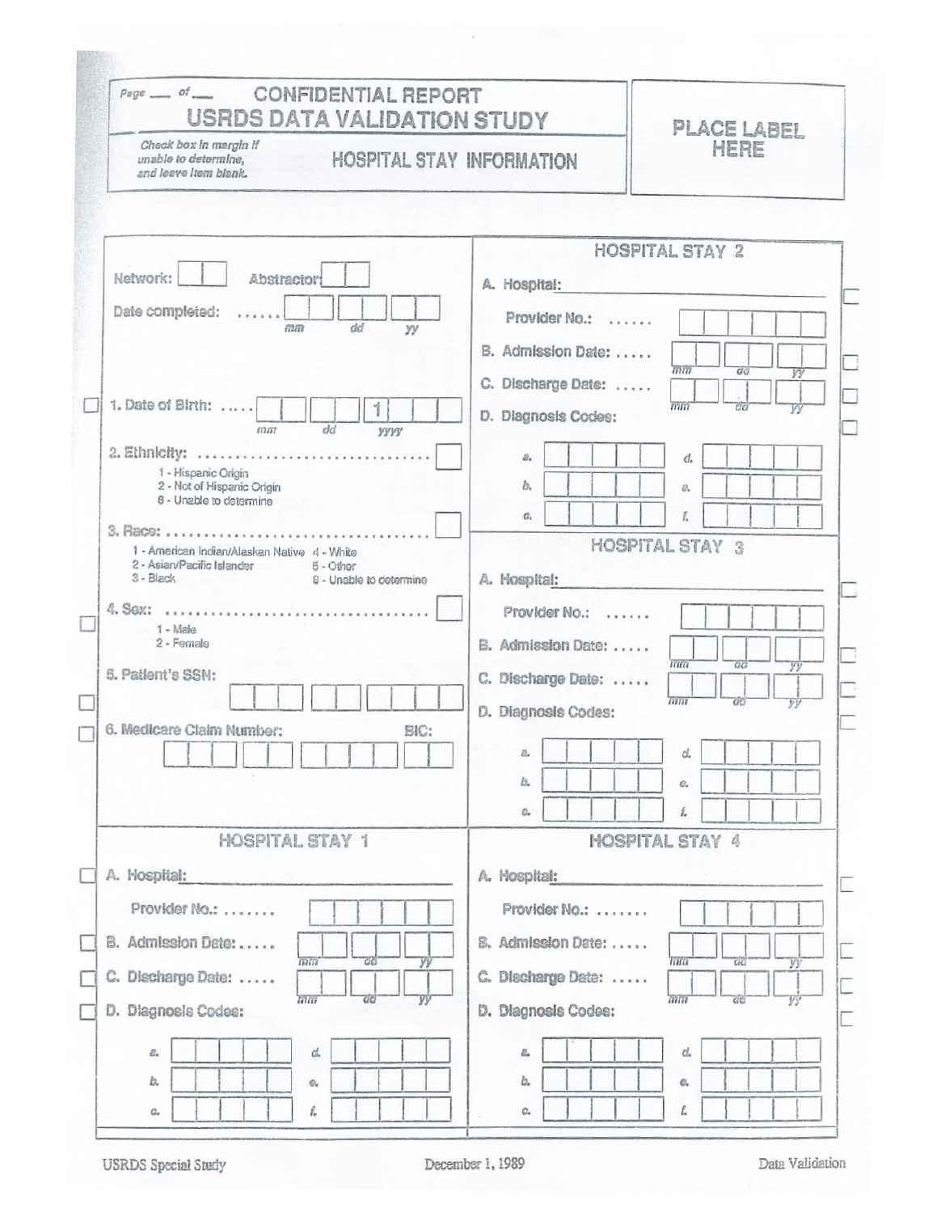Page ___ of ___

# CONFIDENTIAL REPORT
# USRDS DATA VALIDATION STUDY

*Check box in margin if unable to determine, and leave item blank.*

## HOSPITAL STAY INFORMATION

PLACE LABEL HERE

Network: [ | ] Abstractor: [ | ]

Date completed: ...... [ | ] [ | ] [ | ]
mm dd yy

1. Date of Birth: ..... [ | ] [ | ] [1 | | ]
mm dd yyyy

2. Ethnicity: ............................. [ ]
   - 1 - Hispanic Origin
   - 2 - Not of Hispanic Origin
   - 8 - Unable to determine

3. Race: ................................. [ ]
   - 1 - American Indian/Alaskan Native
   - 2 - Asian/Pacific Islander
   - 3 - Black
   - 4 - White
   - 5 - Other
   - 8 - Unable to determine

4. Sex: .................................. [ ]
   - 1 - Male
   - 2 - Female

5. Patient's SSN:

[ | | ] [ | ] [ | | | ]

6. Medicare Claim Number: BIC:

[ | | ] [ | ] [ | | | ] [ | ]

### HOSPITAL STAY 1

A. Hospital: ______________________

Provider No.: ....... [ | | | | | ]

B. Admission Date: ..... [ | ] [ | ] [ | ]
mm dd yy

C. Discharge Date: ..... [ | ] [ | ] [ | ]
mm dd yy

D. Diagnosis Codes:

a. [ | | | | ] d. [ | | | | ]
b. [ | | | | ] e. [ | | | | ]
c. [ | | | | ] f. [ | | | | ]

### HOSPITAL STAY 2

A. Hospital: ______________________

Provider No.: ...... [ | | | | | ]

B. Admission Date: ..... [ | ] [ | ] [ | ]
mm dd yy

C. Discharge Date: ..... [ | ] [ | ] [ | ]
mm dd yy

D. Diagnosis Codes:

a. [ | | | | ] d. [ | | | | ]
b. [ | | | | ] e. [ | | | | ]
c. [ | | | | ] f. [ | | | | ]

### HOSPITAL STAY 3

A. Hospital: ______________________

Provider No.: ...... [ | | | | | ]

B. Admission Date: ..... [ | ] [ | ] [ | ]
mm dd yy

C. Discharge Date: ..... [ | ] [ | ] [ | ]
mm dd yy

D. Diagnosis Codes:

a. [ | | | | ] d. [ | | | | ]
b. [ | | | | ] e. [ | | | | ]
c. [ | | | | ] f. [ | | | | ]

### HOSPITAL STAY 4

A. Hospital: ______________________

Provider No.: ....... [ | | | | | ]

B. Admission Date: ..... [ | ] [ | ] [ | ]
mm dd yy

C. Discharge Date: ..... [ | ] [ | ] [ | ]
mm dd yy

D. Diagnosis Codes:

a. [ | | | | ] d. [ | | | | ]
b. [ | | | | ] e. [ | | | | ]
c. [ | | | | ] f. [ | | | | ]

USRDS Special Study — December 1, 1989 — Data Validation